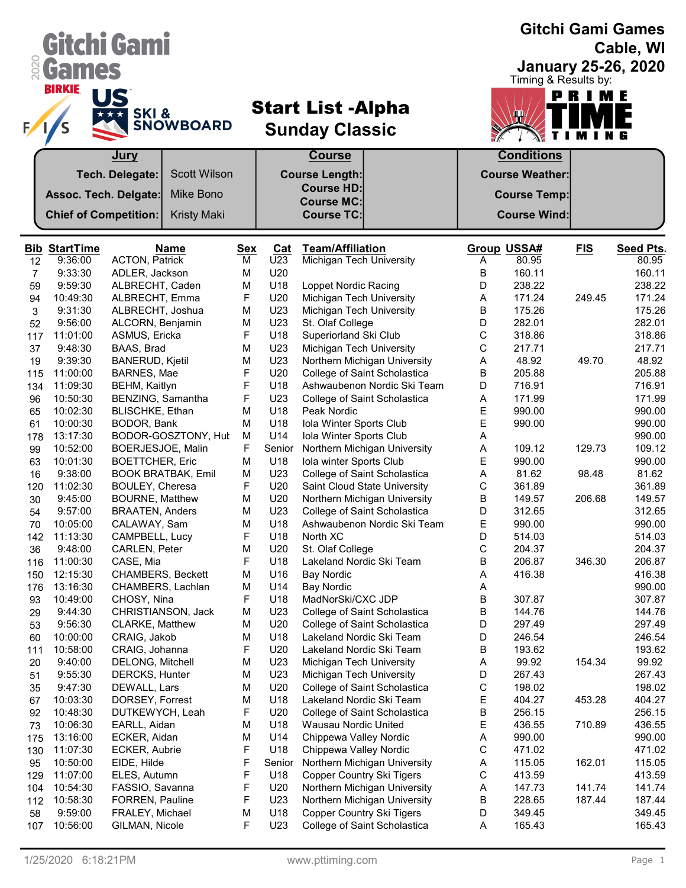# Gitchi Gami Games

Cable, WI

January 25-26, 2020

Timing & Results by: PRIME TIME TIMING

## Start List -Alpha
## Sunday Classic

| Jury | | Course | | Conditions | |
|---|---|---|---|---|---|
| Tech. Delegate: | Scott Wilson | Course Length: | | Course Weather: | |
| Assoc. Tech. Delgate: | Mike Bono | Course HD: | | Course Temp: | |
| | | Course MC: | | | |
| Chief of Competition: | Kristy Maki | Course TC: | | Course Wind: | |

| Bib | StartTime | Name | Sex | Cat | Team/Affiliation | Group | USSA# | FIS | Seed Pts. |
|---|---|---|---|---|---|---|---|---|---|
| 12 | 9:36:00 | ACTON, Patrick | M | U23 | Michigan Tech University | A | 80.95 | | 80.95 |
| 7 | 9:33:30 | ADLER, Jackson | M | U20 | | B | 160.11 | | 160.11 |
| 59 | 9:59:30 | ALBRECHT, Caden | M | U18 | Loppet Nordic Racing | D | 238.22 | | 238.22 |
| 94 | 10:49:30 | ALBRECHT, Emma | F | U20 | Michigan Tech University | A | 171.24 | 249.45 | 171.24 |
| 3 | 9:31:30 | ALBRECHT, Joshua | M | U23 | Michigan Tech University | B | 175.26 | | 175.26 |
| 52 | 9:56:00 | ALCORN, Benjamin | M | U23 | St. Olaf College | D | 282.01 | | 282.01 |
| 117 | 11:01:00 | ASMUS, Ericka | F | U18 | Superiorland Ski Club | C | 318.86 | | 318.86 |
| 37 | 9:48:30 | BAAS, Brad | M | U23 | Michigan Tech University | C | 217.71 | | 217.71 |
| 19 | 9:39:30 | BANERUD, Kjetil | M | U23 | Northern Michigan University | A | 48.92 | 49.70 | 48.92 |
| 115 | 11:00:00 | BARNES, Mae | F | U20 | College of Saint Scholastica | B | 205.88 | | 205.88 |
| 134 | 11:09:30 | BEHM, Kaitlyn | F | U18 | Ashwaubenon Nordic Ski Team | D | 716.91 | | 716.91 |
| 96 | 10:50:30 | BENZING, Samantha | F | U23 | College of Saint Scholastica | A | 171.99 | | 171.99 |
| 65 | 10:02:30 | BLISCHKE, Ethan | M | U18 | Peak Nordic | E | 990.00 | | 990.00 |
| 61 | 10:00:30 | BODOR, Bank | M | U18 | Iola Winter Sports Club | E | 990.00 | | 990.00 |
| 178 | 13:17:30 | BODOR-GOSZTONY, Hub | M | U14 | Iola Winter Sports Club | A | | | 990.00 |
| 99 | 10:52:00 | BOERJESJOE, Malin | F | Senior | Northern Michigan University | A | 109.12 | 129.73 | 109.12 |
| 63 | 10:01:30 | BOETTCHER, Eric | M | U18 | Iola winter Sports Club | E | 990.00 | | 990.00 |
| 16 | 9:38:00 | BOOK BRATBAK, Emil | M | U23 | College of Saint Scholastica | A | 81.62 | 98.48 | 81.62 |
| 120 | 11:02:30 | BOULEY, Cheresa | F | U20 | Saint Cloud State University | C | 361.89 | | 361.89 |
| 30 | 9:45:00 | BOURNE, Matthew | M | U20 | Northern Michigan University | B | 149.57 | 206.68 | 149.57 |
| 54 | 9:57:00 | BRAATEN, Anders | M | U23 | College of Saint Scholastica | D | 312.65 | | 312.65 |
| 70 | 10:05:00 | CALAWAY, Sam | M | U18 | Ashwaubenon Nordic Ski Team | E | 990.00 | | 990.00 |
| 142 | 11:13:30 | CAMPBELL, Lucy | F | U18 | North XC | D | 514.03 | | 514.03 |
| 36 | 9:48:00 | CARLEN, Peter | M | U20 | St. Olaf College | C | 204.37 | | 204.37 |
| 116 | 11:00:30 | CASE, Mia | F | U18 | Lakeland Nordic Ski Team | B | 206.87 | 346.30 | 206.87 |
| 150 | 12:15:30 | CHAMBERS, Beckett | M | U16 | Bay Nordic | A | 416.38 | | 416.38 |
| 176 | 13:16:30 | CHAMBERS, Lachlan | M | U14 | Bay Nordic | A | | | 990.00 |
| 93 | 10:49:00 | CHOSY, Nina | F | U18 | MadNorSki/CXC JDP | B | 307.87 | | 307.87 |
| 29 | 9:44:30 | CHRISTIANSON, Jack | M | U23 | College of Saint Scholastica | B | 144.76 | | 144.76 |
| 53 | 9:56:30 | CLARKE, Matthew | M | U20 | College of Saint Scholastica | D | 297.49 | | 297.49 |
| 60 | 10:00:00 | CRAIG, Jakob | M | U18 | Lakeland Nordic Ski Team | D | 246.54 | | 246.54 |
| 111 | 10:58:00 | CRAIG, Johanna | F | U20 | Lakeland Nordic Ski Team | B | 193.62 | | 193.62 |
| 20 | 9:40:00 | DELONG, Mitchell | M | U23 | Michigan Tech University | A | 99.92 | 154.34 | 99.92 |
| 51 | 9:55:30 | DERCKS, Hunter | M | U23 | Michigan Tech University | D | 267.43 | | 267.43 |
| 35 | 9:47:30 | DEWALL, Lars | M | U20 | College of Saint Scholastica | C | 198.02 | | 198.02 |
| 67 | 10:03:30 | DORSEY, Forrest | M | U18 | Lakeland Nordic Ski Team | E | 404.27 | 453.28 | 404.27 |
| 92 | 10:48:30 | DUTKEWYCH, Leah | F | U20 | College of Saint Scholastica | B | 256.15 | | 256.15 |
| 73 | 10:06:30 | EARLL, Aidan | M | U18 | Wausau Nordic United | E | 436.55 | 710.89 | 436.55 |
| 175 | 13:16:00 | ECKER, Aidan | M | U14 | Chippewa Valley Nordic | A | 990.00 | | 990.00 |
| 130 | 11:07:30 | ECKER, Aubrie | F | U18 | Chippewa Valley Nordic | C | 471.02 | | 471.02 |
| 95 | 10:50:00 | EIDE, Hilde | F | Senior | Northern Michigan University | A | 115.05 | 162.01 | 115.05 |
| 129 | 11:07:00 | ELES, Autumn | F | U18 | Copper Country Ski Tigers | C | 413.59 | | 413.59 |
| 104 | 10:54:30 | FASSIO, Savanna | F | U20 | Northern Michigan University | A | 147.73 | 141.74 | 141.74 |
| 112 | 10:58:30 | FORREN, Pauline | F | U23 | Northern Michigan University | B | 228.65 | 187.44 | 187.44 |
| 58 | 9:59:00 | FRALEY, Michael | M | U18 | Copper Country Ski Tigers | D | 349.45 | | 349.45 |
| 107 | 10:56:00 | GILMAN, Nicole | F | U23 | College of Saint Scholastica | A | 165.43 | | 165.43 |

1/25/2020 6:18:21PM www.pttiming.com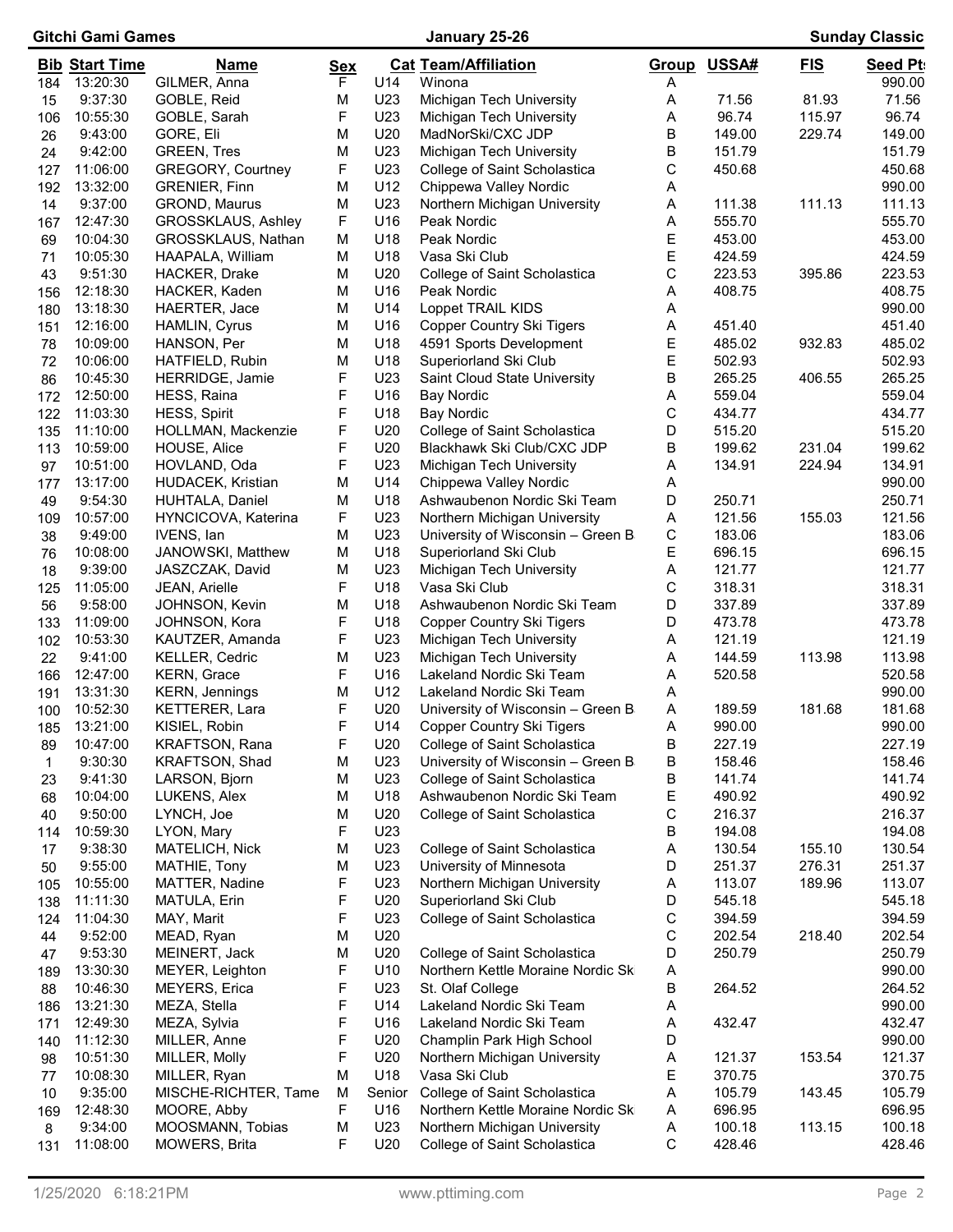Gitchi Gami Games — January 25-26 — Sunday Classic

| Bib | Start Time | Name | Sex | Cat | Team/Affiliation | Group | USSA# | FIS | Seed Pts |
|---|---|---|---|---|---|---|---|---|---|
| 184 | 13:20:30 | GILMER, Anna | F | U14 | Winona | A | | | 990.00 |
| 15 | 9:37:30 | GOBLE, Reid | M | U23 | Michigan Tech University | A | 71.56 | 81.93 | 71.56 |
| 106 | 10:55:30 | GOBLE, Sarah | F | U23 | Michigan Tech University | A | 96.74 | 115.97 | 96.74 |
| 26 | 9:43:00 | GORE, Eli | M | U20 | MadNorSki/CXC JDP | B | 149.00 | 229.74 | 149.00 |
| 24 | 9:42:00 | GREEN, Tres | M | U23 | Michigan Tech University | B | 151.79 | | 151.79 |
| 127 | 11:06:00 | GREGORY, Courtney | F | U23 | College of Saint Scholastica | C | 450.68 | | 450.68 |
| 192 | 13:32:00 | GRENIER, Finn | M | U12 | Chippewa Valley Nordic | A | | | 990.00 |
| 14 | 9:37:00 | GROND, Maurus | M | U23 | Northern Michigan University | A | 111.38 | 111.13 | 111.13 |
| 167 | 12:47:30 | GROSSKLAUS, Ashley | F | U16 | Peak Nordic | A | 555.70 | | 555.70 |
| 69 | 10:04:30 | GROSSKLAUS, Nathan | M | U18 | Peak Nordic | E | 453.00 | | 453.00 |
| 71 | 10:05:30 | HAAPALA, William | M | U18 | Vasa Ski Club | E | 424.59 | | 424.59 |
| 43 | 9:51:30 | HACKER, Drake | M | U20 | College of Saint Scholastica | C | 223.53 | 395.86 | 223.53 |
| 156 | 12:18:30 | HACKER, Kaden | M | U16 | Peak Nordic | A | 408.75 | | 408.75 |
| 180 | 13:18:30 | HAERTER, Jace | M | U14 | Loppet TRAIL KIDS | A | | | 990.00 |
| 151 | 12:16:00 | HAMLIN, Cyrus | M | U16 | Copper Country Ski Tigers | A | 451.40 | | 451.40 |
| 78 | 10:09:00 | HANSON, Per | M | U18 | 4591 Sports Development | E | 485.02 | 932.83 | 485.02 |
| 72 | 10:06:00 | HATFIELD, Rubin | M | U18 | Superiorland Ski Club | E | 502.93 | | 502.93 |
| 86 | 10:45:30 | HERRIDGE, Jamie | F | U23 | Saint Cloud State University | B | 265.25 | 406.55 | 265.25 |
| 172 | 12:50:00 | HESS, Raina | F | U16 | Bay Nordic | A | 559.04 | | 559.04 |
| 122 | 11:03:30 | HESS, Spirit | F | U18 | Bay Nordic | C | 434.77 | | 434.77 |
| 135 | 11:10:00 | HOLLMAN, Mackenzie | F | U20 | College of Saint Scholastica | D | 515.20 | | 515.20 |
| 113 | 10:59:00 | HOUSE, Alice | F | U20 | Blackhawk Ski Club/CXC JDP | B | 199.62 | 231.04 | 199.62 |
| 97 | 10:51:00 | HOVLAND, Oda | F | U23 | Michigan Tech University | A | 134.91 | 224.94 | 134.91 |
| 177 | 13:17:00 | HUDACEK, Kristian | M | U14 | Chippewa Valley Nordic | A | | | 990.00 |
| 49 | 9:54:30 | HUHTALA, Daniel | M | U18 | Ashwaubenon Nordic Ski Team | D | 250.71 | | 250.71 |
| 109 | 10:57:00 | HYNCICOVA, Katerina | F | U23 | Northern Michigan University | A | 121.56 | 155.03 | 121.56 |
| 38 | 9:49:00 | IVENS, Ian | M | U23 | University of Wisconsin – Green B | C | 183.06 | | 183.06 |
| 76 | 10:08:00 | JANOWSKI, Matthew | M | U18 | Superiorland Ski Club | E | 696.15 | | 696.15 |
| 18 | 9:39:00 | JASZCZAK, David | M | U23 | Michigan Tech University | A | 121.77 | | 121.77 |
| 125 | 11:05:00 | JEAN, Arielle | F | U18 | Vasa Ski Club | C | 318.31 | | 318.31 |
| 56 | 9:58:00 | JOHNSON, Kevin | M | U18 | Ashwaubenon Nordic Ski Team | D | 337.89 | | 337.89 |
| 133 | 11:09:00 | JOHNSON, Kora | F | U18 | Copper Country Ski Tigers | D | 473.78 | | 473.78 |
| 102 | 10:53:30 | KAUTZER, Amanda | F | U23 | Michigan Tech University | A | 121.19 | | 121.19 |
| 22 | 9:41:00 | KELLER, Cedric | M | U23 | Michigan Tech University | A | 144.59 | 113.98 | 113.98 |
| 166 | 12:47:00 | KERN, Grace | F | U16 | Lakeland Nordic Ski Team | A | 520.58 | | 520.58 |
| 191 | 13:31:30 | KERN, Jennings | M | U12 | Lakeland Nordic Ski Team | A | | | 990.00 |
| 100 | 10:52:30 | KETTERER, Lara | F | U20 | University of Wisconsin – Green B | A | 189.59 | 181.68 | 181.68 |
| 185 | 13:21:00 | KISIEL, Robin | F | U14 | Copper Country Ski Tigers | A | 990.00 | | 990.00 |
| 89 | 10:47:00 | KRAFTSON, Rana | F | U20 | College of Saint Scholastica | B | 227.19 | | 227.19 |
| 1 | 9:30:30 | KRAFTSON, Shad | M | U23 | University of Wisconsin – Green B | B | 158.46 | | 158.46 |
| 23 | 9:41:30 | LARSON, Bjorn | M | U23 | College of Saint Scholastica | B | 141.74 | | 141.74 |
| 68 | 10:04:00 | LUKENS, Alex | M | U18 | Ashwaubenon Nordic Ski Team | E | 490.92 | | 490.92 |
| 40 | 9:50:00 | LYNCH, Joe | M | U20 | College of Saint Scholastica | C | 216.37 | | 216.37 |
| 114 | 10:59:30 | LYON, Mary | F | U23 | | B | 194.08 | | 194.08 |
| 17 | 9:38:30 | MATELICH, Nick | M | U23 | College of Saint Scholastica | A | 130.54 | 155.10 | 130.54 |
| 50 | 9:55:00 | MATHIE, Tony | M | U23 | University of Minnesota | D | 251.37 | 276.31 | 251.37 |
| 105 | 10:55:00 | MATTER, Nadine | F | U23 | Northern Michigan University | A | 113.07 | 189.96 | 113.07 |
| 138 | 11:11:30 | MATULA, Erin | F | U20 | Superiorland Ski Club | D | 545.18 | | 545.18 |
| 124 | 11:04:30 | MAY, Marit | F | U23 | College of Saint Scholastica | C | 394.59 | | 394.59 |
| 44 | 9:52:00 | MEAD, Ryan | M | U20 | | C | 202.54 | 218.40 | 202.54 |
| 47 | 9:53:30 | MEINERT, Jack | M | U20 | College of Saint Scholastica | D | 250.79 | | 250.79 |
| 189 | 13:30:30 | MEYER, Leighton | F | U10 | Northern Kettle Moraine Nordic Sk | A | | | 990.00 |
| 88 | 10:46:30 | MEYERS, Erica | F | U23 | St. Olaf College | B | 264.52 | | 264.52 |
| 186 | 13:21:30 | MEZA, Stella | F | U14 | Lakeland Nordic Ski Team | A | | | 990.00 |
| 171 | 12:49:30 | MEZA, Sylvia | F | U16 | Lakeland Nordic Ski Team | A | 432.47 | | 432.47 |
| 140 | 11:12:30 | MILLER, Anne | F | U20 | Champlin Park High School | D | | | 990.00 |
| 98 | 10:51:30 | MILLER, Molly | F | U20 | Northern Michigan University | A | 121.37 | 153.54 | 121.37 |
| 77 | 10:08:30 | MILLER, Ryan | M | U18 | Vasa Ski Club | E | 370.75 | | 370.75 |
| 10 | 9:35:00 | MISCHE-RICHTER, Tame | M | Senior | College of Saint Scholastica | A | 105.79 | 143.45 | 105.79 |
| 169 | 12:48:30 | MOORE, Abby | F | U16 | Northern Kettle Moraine Nordic Sk | A | 696.95 | | 696.95 |
| 8 | 9:34:00 | MOOSMANN, Tobias | M | U23 | Northern Michigan University | A | 100.18 | 113.15 | 100.18 |
| 131 | 11:08:00 | MOWERS, Brita | F | U20 | College of Saint Scholastica | C | 428.46 | | 428.46 |

1/25/2020 6:18:21PM — www.pttiming.com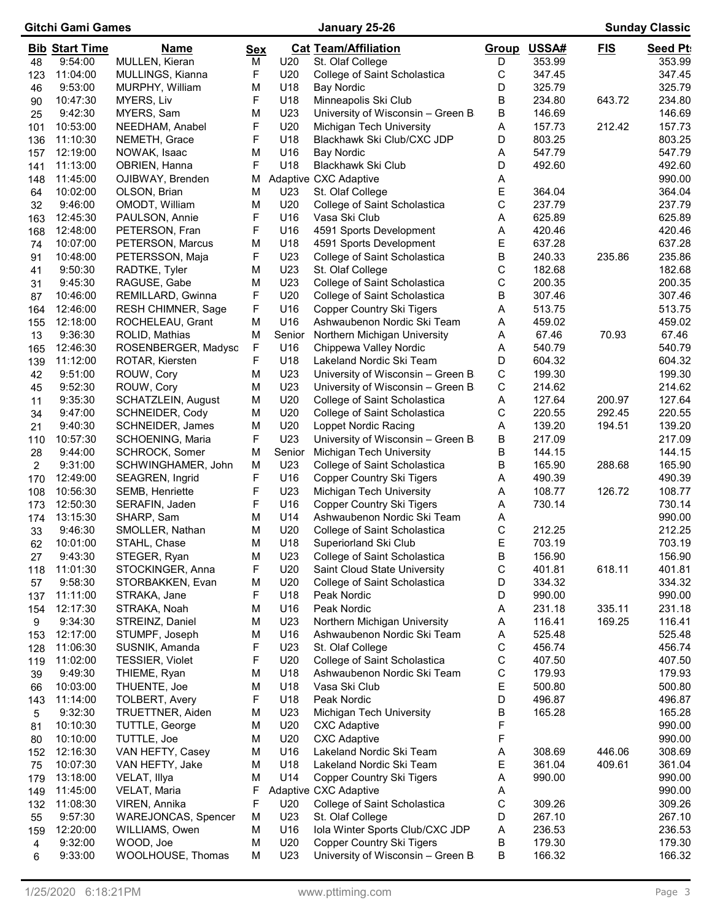Gitchi Gami Games — January 25-26 — Sunday Classic

| Bib | Start Time | Name | Sex | Cat | Team/Affiliation | Group | USSA# | FIS | Seed Pts |
|---|---|---|---|---|---|---|---|---|---|
| 48 | 9:54:00 | MULLEN, Kieran | M | U20 | St. Olaf College | D | 353.99 | | 353.99 |
| 123 | 11:04:00 | MULLINGS, Kianna | F | U20 | College of Saint Scholastica | C | 347.45 | | 347.45 |
| 46 | 9:53:00 | MURPHY, William | M | U18 | Bay Nordic | D | 325.79 | | 325.79 |
| 90 | 10:47:30 | MYERS, Liv | F | U18 | Minneapolis Ski Club | B | 234.80 | 643.72 | 234.80 |
| 25 | 9:42:30 | MYERS, Sam | M | U23 | University of Wisconsin – Green B | B | 146.69 | | 146.69 |
| 101 | 10:53:00 | NEEDHAM, Anabel | F | U20 | Michigan Tech University | A | 157.73 | 212.42 | 157.73 |
| 136 | 11:10:30 | NEMETH, Grace | F | U18 | Blackhawk Ski Club/CXC JDP | D | 803.25 | | 803.25 |
| 157 | 12:19:00 | NOWAK, Isaac | M | U16 | Bay Nordic | A | 547.79 | | 547.79 |
| 141 | 11:13:00 | OBRIEN, Hanna | F | U18 | Blackhawk Ski Club | D | 492.60 | | 492.60 |
| 148 | 11:45:00 | OJIBWAY, Brenden | M | Adaptive | CXC Adaptive | A | | | 990.00 |
| 64 | 10:02:00 | OLSON, Brian | M | U23 | St. Olaf College | E | 364.04 | | 364.04 |
| 32 | 9:46:00 | OMODT, William | M | U20 | College of Saint Scholastica | C | 237.79 | | 237.79 |
| 163 | 12:45:30 | PAULSON, Annie | F | U16 | Vasa Ski Club | A | 625.89 | | 625.89 |
| 168 | 12:48:00 | PETERSON, Fran | F | U16 | 4591 Sports Development | A | 420.46 | | 420.46 |
| 74 | 10:07:00 | PETERSON, Marcus | M | U18 | 4591 Sports Development | E | 637.28 | | 637.28 |
| 91 | 10:48:00 | PETERSSON, Maja | F | U23 | College of Saint Scholastica | B | 240.33 | 235.86 | 235.86 |
| 41 | 9:50:30 | RADTKE, Tyler | M | U23 | St. Olaf College | C | 182.68 | | 182.68 |
| 31 | 9:45:30 | RAGUSE, Gabe | M | U23 | College of Saint Scholastica | C | 200.35 | | 200.35 |
| 87 | 10:46:00 | REMILLARD, Gwinna | F | U20 | College of Saint Scholastica | B | 307.46 | | 307.46 |
| 164 | 12:46:00 | RESH CHIMNER, Sage | F | U16 | Copper Country Ski Tigers | A | 513.75 | | 513.75 |
| 155 | 12:18:00 | ROCHELEAU, Grant | M | U16 | Ashwaubenon Nordic Ski Team | A | 459.02 | | 459.02 |
| 13 | 9:36:30 | ROLID, Mathias | M | Senior | Northern Michigan University | A | 67.46 | 70.93 | 67.46 |
| 165 | 12:46:30 | ROSENBERGER, Madyso | F | U16 | Chippewa Valley Nordic | A | 540.79 | | 540.79 |
| 139 | 11:12:00 | ROTAR, Kiersten | F | U18 | Lakeland Nordic Ski Team | D | 604.32 | | 604.32 |
| 42 | 9:51:00 | ROUW, Cory | M | U23 | University of Wisconsin – Green B | C | 199.30 | | 199.30 |
| 45 | 9:52:30 | ROUW, Cory | M | U23 | University of Wisconsin – Green B | C | 214.62 | | 214.62 |
| 11 | 9:35:30 | SCHATZLEIN, August | M | U20 | College of Saint Scholastica | A | 127.64 | 200.97 | 127.64 |
| 34 | 9:47:00 | SCHNEIDER, Cody | M | U20 | College of Saint Scholastica | C | 220.55 | 292.45 | 220.55 |
| 21 | 9:40:30 | SCHNEIDER, James | M | U20 | Loppet Nordic Racing | A | 139.20 | 194.51 | 139.20 |
| 110 | 10:57:30 | SCHOENING, Maria | F | U23 | University of Wisconsin – Green B | B | 217.09 | | 217.09 |
| 28 | 9:44:00 | SCHROCK, Somer | M | Senior | Michigan Tech University | B | 144.15 | | 144.15 |
| 2 | 9:31:00 | SCHWINGHAMER, John | M | U23 | College of Saint Scholastica | B | 165.90 | 288.68 | 165.90 |
| 170 | 12:49:00 | SEAGREN, Ingrid | F | U16 | Copper Country Ski Tigers | A | 490.39 | | 490.39 |
| 108 | 10:56:30 | SEMB, Henriette | F | U23 | Michigan Tech University | A | 108.77 | 126.72 | 108.77 |
| 173 | 12:50:30 | SERAFIN, Jaden | F | U16 | Copper Country Ski Tigers | A | 730.14 | | 730.14 |
| 174 | 13:15:30 | SHARP, Sam | M | U14 | Ashwaubenon Nordic Ski Team | A | | | 990.00 |
| 33 | 9:46:30 | SMOLLER, Nathan | M | U20 | College of Saint Scholastica | C | 212.25 | | 212.25 |
| 62 | 10:01:00 | STAHL, Chase | M | U18 | Superiorland Ski Club | E | 703.19 | | 703.19 |
| 27 | 9:43:30 | STEGER, Ryan | M | U23 | College of Saint Scholastica | B | 156.90 | | 156.90 |
| 118 | 11:01:30 | STOCKINGER, Anna | F | U20 | Saint Cloud State University | C | 401.81 | 618.11 | 401.81 |
| 57 | 9:58:30 | STORBAKKEN, Evan | M | U20 | College of Saint Scholastica | D | 334.32 | | 334.32 |
| 137 | 11:11:00 | STRAKA, Jane | F | U18 | Peak Nordic | D | 990.00 | | 990.00 |
| 154 | 12:17:30 | STRAKA, Noah | M | U16 | Peak Nordic | A | 231.18 | 335.11 | 231.18 |
| 9 | 9:34:30 | STREINZ, Daniel | M | U23 | Northern Michigan University | A | 116.41 | 169.25 | 116.41 |
| 153 | 12:17:00 | STUMPF, Joseph | M | U16 | Ashwaubenon Nordic Ski Team | A | 525.48 | | 525.48 |
| 128 | 11:06:30 | SUSNIK, Amanda | F | U23 | St. Olaf College | C | 456.74 | | 456.74 |
| 119 | 11:02:00 | TESSIER, Violet | F | U20 | College of Saint Scholastica | C | 407.50 | | 407.50 |
| 39 | 9:49:30 | THIEME, Ryan | M | U18 | Ashwaubenon Nordic Ski Team | C | 179.93 | | 179.93 |
| 66 | 10:03:00 | THUENTE, Joe | M | U18 | Vasa Ski Club | E | 500.80 | | 500.80 |
| 143 | 11:14:00 | TOLBERT, Avery | F | U18 | Peak Nordic | D | 496.87 | | 496.87 |
| 5 | 9:32:30 | TRUETTNER, Aiden | M | U23 | Michigan Tech University | B | 165.28 | | 165.28 |
| 81 | 10:10:30 | TUTTLE, George | M | U20 | CXC Adaptive | F | | | 990.00 |
| 80 | 10:10:00 | TUTTLE, Joe | M | U20 | CXC Adaptive | F | | | 990.00 |
| 152 | 12:16:30 | VAN HEFTY, Casey | M | U16 | Lakeland Nordic Ski Team | A | 308.69 | 446.06 | 308.69 |
| 75 | 10:07:30 | VAN HEFTY, Jake | M | U18 | Lakeland Nordic Ski Team | E | 361.04 | 409.61 | 361.04 |
| 179 | 13:18:00 | VELAT, Illya | M | U14 | Copper Country Ski Tigers | A | 990.00 | | 990.00 |
| 149 | 11:45:00 | VELAT, Maria | F | Adaptive | CXC Adaptive | A | | | 990.00 |
| 132 | 11:08:30 | VIREN, Annika | F | U20 | College of Saint Scholastica | C | 309.26 | | 309.26 |
| 55 | 9:57:30 | WAREJONCAS, Spencer | M | U23 | St. Olaf College | D | 267.10 | | 267.10 |
| 159 | 12:20:00 | WILLIAMS, Owen | M | U16 | Iola Winter Sports Club/CXC JDP | A | 236.53 | | 236.53 |
| 4 | 9:32:00 | WOOD, Joe | M | U20 | Copper Country Ski Tigers | B | 179.30 | | 179.30 |
| 6 | 9:33:00 | WOOLHOUSE, Thomas | M | U23 | University of Wisconsin – Green B | B | 166.32 | | 166.32 |

1/25/2020 6:18:21PM www.pttiming.com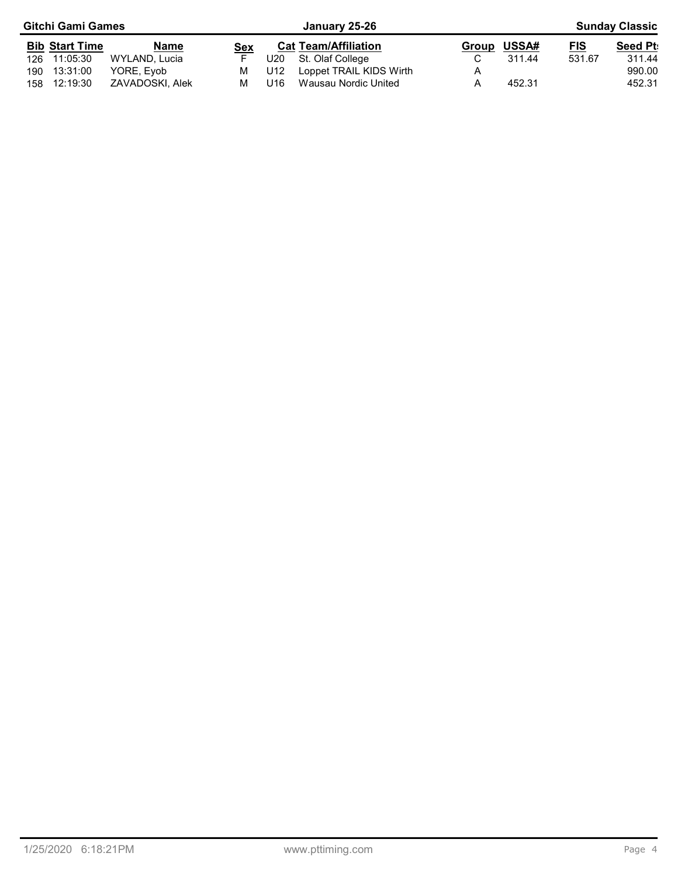| Bib | Start Time | Name | Sex | Cat | Team/Affiliation | Group | USSA# | FIS | Seed Pts |
|---|---|---|---|---|---|---|---|---|---|
| 126 | 11:05:30 | WYLAND, Lucia | F | U20 | St. Olaf College | C | 311.44 | 531.67 | 311.44 |
| 190 | 13:31:00 | YORE, Eyob | M | U12 | Loppet TRAIL KIDS Wirth | A | | | 990.00 |
| 158 | 12:19:30 | ZAVADOSKI, Alek | M | U16 | Wausau Nordic United | A | 452.31 | | 452.31 |